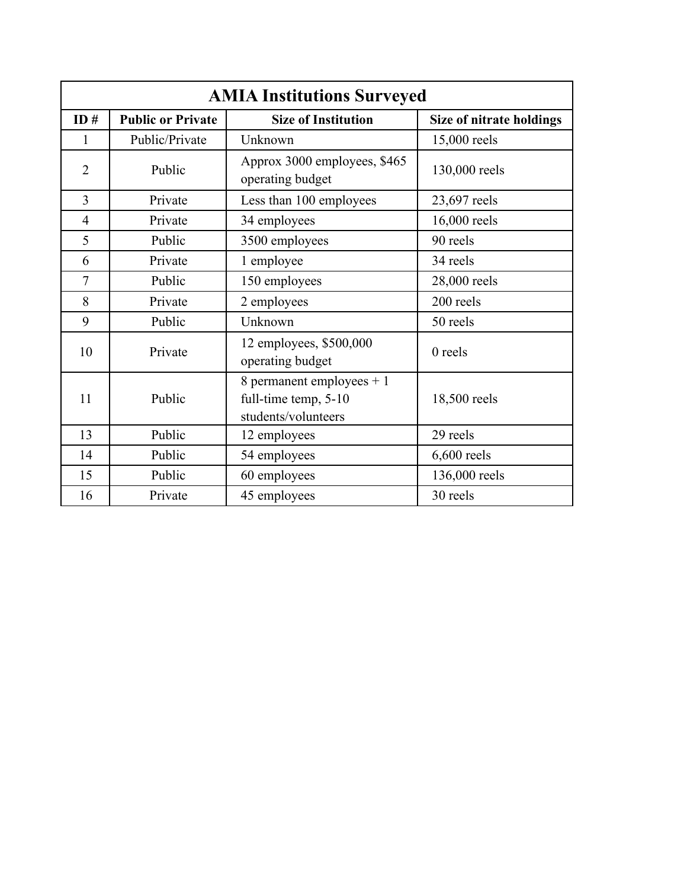| AMIA Institutions Surveyed | | | |
|---|---|---|---|
| **ID #** | **Public or Private** | **Size of Institution** | **Size of nitrate holdings** |
| 1 | Public/Private | Unknown | 15,000 reels |
| 2 | Public | Approx 3000 employees, $465 operating budget | 130,000 reels |
| 3 | Private | Less than 100 employees | 23,697 reels |
| 4 | Private | 34 employees | 16,000 reels |
| 5 | Public | 3500 employees | 90 reels |
| 6 | Private | 1 employee | 34 reels |
| 7 | Public | 150 employees | 28,000 reels |
| 8 | Private | 2 employees | 200 reels |
| 9 | Public | Unknown | 50 reels |
| 10 | Private | 12 employees, $500,000 operating budget | 0 reels |
| 11 | Public | 8 permanent employees + 1 full-time temp, 5-10 students/volunteers | 18,500 reels |
| 13 | Public | 12 employees | 29 reels |
| 14 | Public | 54 employees | 6,600 reels |
| 15 | Public | 60 employees | 136,000 reels |
| 16 | Private | 45 employees | 30 reels |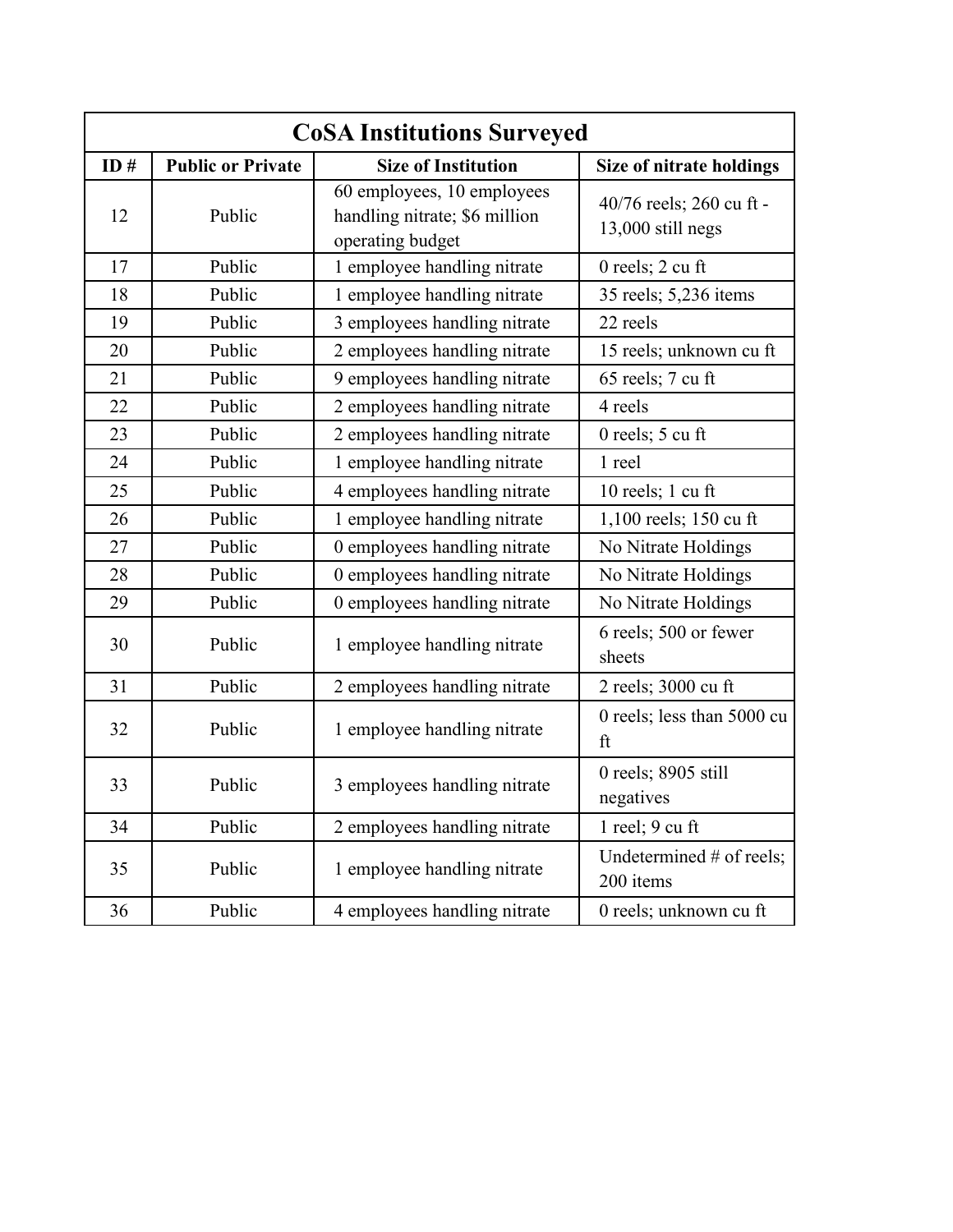| CoSA Institutions Surveyed | | | |
|---|---|---|---|
| ID # | Public or Private | Size of Institution | Size of nitrate holdings |
| 12 | Public | 60 employees, 10 employees handling nitrate; $6 million operating budget | 40/76 reels; 260 cu ft - 13,000 still negs |
| 17 | Public | 1 employee handling nitrate | 0 reels; 2 cu ft |
| 18 | Public | 1 employee handling nitrate | 35 reels; 5,236 items |
| 19 | Public | 3 employees handling nitrate | 22 reels |
| 20 | Public | 2 employees handling nitrate | 15 reels; unknown cu ft |
| 21 | Public | 9 employees handling nitrate | 65 reels; 7 cu ft |
| 22 | Public | 2 employees handling nitrate | 4 reels |
| 23 | Public | 2 employees handling nitrate | 0 reels; 5 cu ft |
| 24 | Public | 1 employee handling nitrate | 1 reel |
| 25 | Public | 4 employees handling nitrate | 10 reels; 1 cu ft |
| 26 | Public | 1 employee handling nitrate | 1,100 reels; 150 cu ft |
| 27 | Public | 0 employees handling nitrate | No Nitrate Holdings |
| 28 | Public | 0 employees handling nitrate | No Nitrate Holdings |
| 29 | Public | 0 employees handling nitrate | No Nitrate Holdings |
| 30 | Public | 1 employee handling nitrate | 6 reels; 500 or fewer sheets |
| 31 | Public | 2 employees handling nitrate | 2 reels; 3000 cu ft |
| 32 | Public | 1 employee handling nitrate | 0 reels; less than 5000 cu ft |
| 33 | Public | 3 employees handling nitrate | 0 reels; 8905 still negatives |
| 34 | Public | 2 employees handling nitrate | 1 reel; 9 cu ft |
| 35 | Public | 1 employee handling nitrate | Undetermined # of reels; 200 items |
| 36 | Public | 4 employees handling nitrate | 0 reels; unknown cu ft |